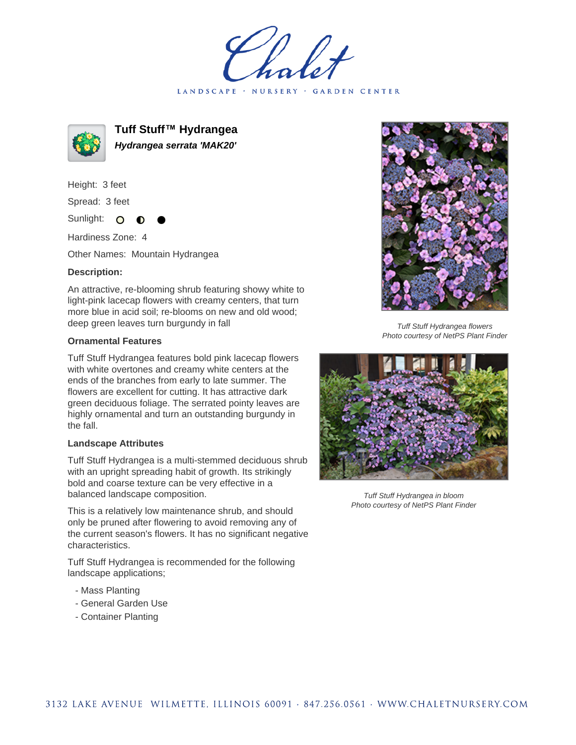# Chalet

LANDSCAPE · NURSERY · GARDEN CENTER

## Tuff Stuff™ Hydrangea

***Hydrangea serrata 'MAK20'***

Height: 3 feet

Spread: 3 feet

Sunlight: ○ ◐ ●

Hardiness Zone: 4

Other Names: Mountain Hydrangea

**Description:**

An attractive, re-blooming shrub featuring showy white to light-pink lacecap flowers with creamy centers, that turn more blue in acid soil; re-blooms on new and old wood; deep green leaves turn burgundy in fall

**Ornamental Features**

Tuff Stuff Hydrangea features bold pink lacecap flowers with white overtones and creamy white centers at the ends of the branches from early to late summer. The flowers are excellent for cutting. It has attractive dark green deciduous foliage. The serrated pointy leaves are highly ornamental and turn an outstanding burgundy in the fall.

**Landscape Attributes**

Tuff Stuff Hydrangea is a multi-stemmed deciduous shrub with an upright spreading habit of growth. Its strikingly bold and coarse texture can be very effective in a balanced landscape composition.

This is a relatively low maintenance shrub, and should only be pruned after flowering to avoid removing any of the current season's flowers. It has no significant negative characteristics.

Tuff Stuff Hydrangea is recommended for the following landscape applications;

- Mass Planting
- General Garden Use
- Container Planting

*Tuff Stuff Hydrangea flowers*
*Photo courtesy of NetPS Plant Finder*

*Tuff Stuff Hydrangea in bloom*
*Photo courtesy of NetPS Plant Finder*

3132 LAKE AVENUE WILMETTE, ILLINOIS 60091 · 847.256.0561 · WWW.CHALETNURSERY.COM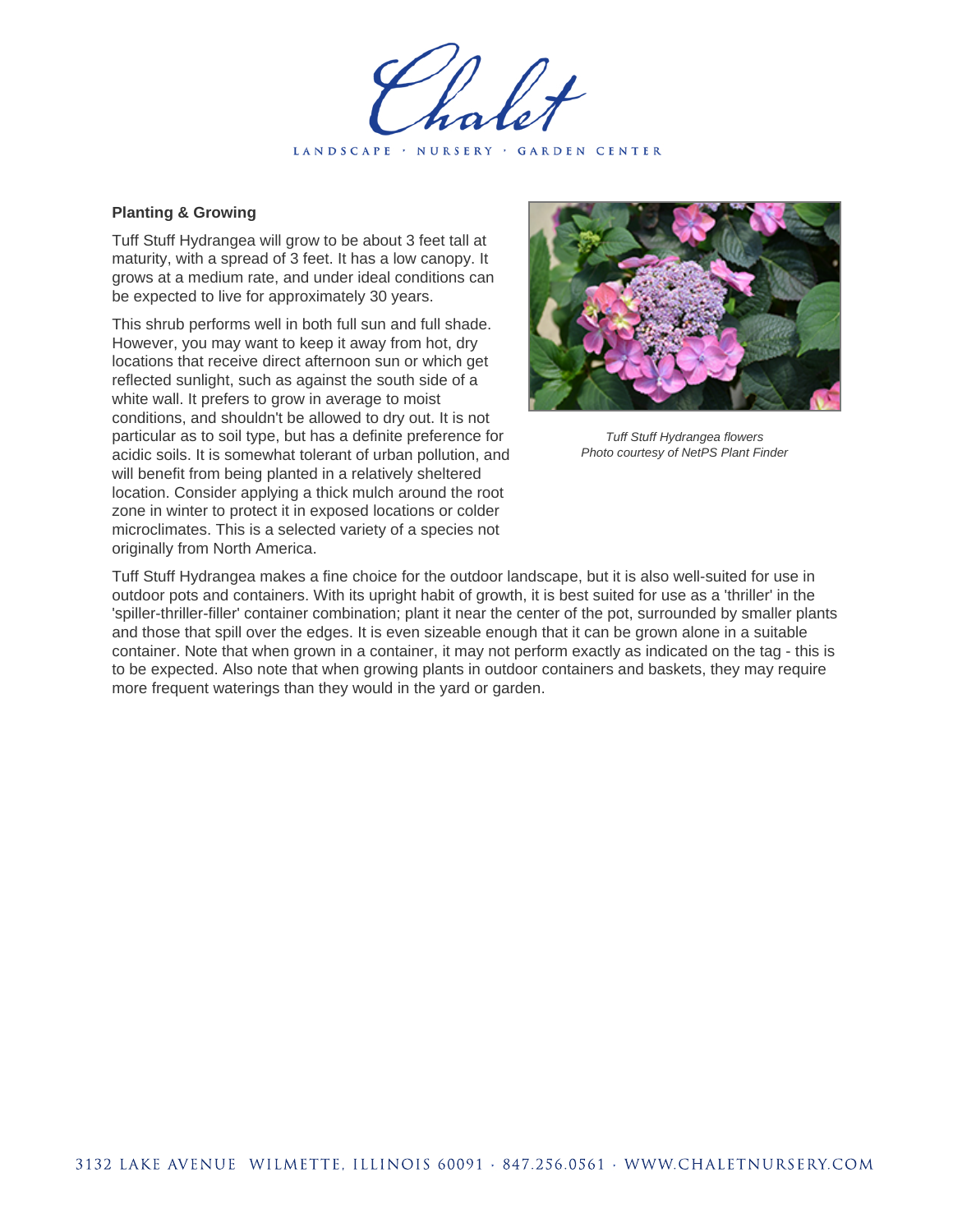**Planting & Growing**

Tuff Stuff Hydrangea will grow to be about 3 feet tall at maturity, with a spread of 3 feet. It has a low canopy. It grows at a medium rate, and under ideal conditions can be expected to live for approximately 30 years.

This shrub performs well in both full sun and full shade. However, you may want to keep it away from hot, dry locations that receive direct afternoon sun or which get reflected sunlight, such as against the south side of a white wall. It prefers to grow in average to moist conditions, and shouldn't be allowed to dry out. It is not particular as to soil type, but has a definite preference for acidic soils. It is somewhat tolerant of urban pollution, and will benefit from being planted in a relatively sheltered location. Consider applying a thick mulch around the root zone in winter to protect it in exposed locations or colder microclimates. This is a selected variety of a species not originally from North America.

*Tuff Stuff Hydrangea flowers*
*Photo courtesy of NetPS Plant Finder*

Tuff Stuff Hydrangea makes a fine choice for the outdoor landscape, but it is also well-suited for use in outdoor pots and containers. With its upright habit of growth, it is best suited for use as a 'thriller' in the 'spiller-thriller-filler' container combination; plant it near the center of the pot, surrounded by smaller plants and those that spill over the edges. It is even sizeable enough that it can be grown alone in a suitable container. Note that when grown in a container, it may not perform exactly as indicated on the tag - this is to be expected. Also note that when growing plants in outdoor containers and baskets, they may require more frequent waterings than they would in the yard or garden.